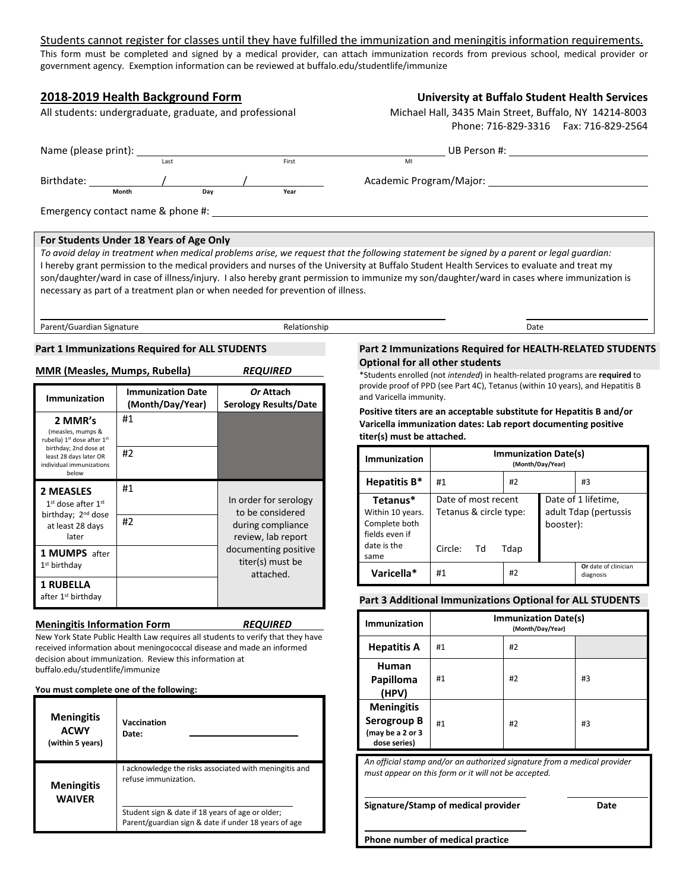<u>Students cannot register for classes until they have fulfilled the immunization and meningitis information requirements.</u>

This form must be completed and signed by a medical provider, can attach immunization records from previous school, medical provider or government agency. Exemption information can be reviewed at buffalo.edu/studentlife/immunize

## 2018-2019 Health Background Form

All students: undergraduate, graduate, and professional

**University at Buffalo Student Health Services**
Michael Hall, 3435 Main Street, Buffalo, NY 14214-8003
Phone: 716-829-3316 Fax: 716-829-2564

Name (please print): ______________________ (Last) ______________________ (First) ______ (MI) UB Person #: ______________________

Birthdate: ______ (Month) / ______ (Day) / ______ (Year) Academic Program/Major: ______________________

Emergency contact name & phone #: ______________________

### For Students Under 18 Years of Age Only

*To avoid delay in treatment when medical problems arise, we request that the following statement be signed by a parent or legal guardian:*
I hereby grant permission to the medical providers and nurses of the University at Buffalo Student Health Services to evaluate and treat my son/daughter/ward in case of illness/injury. I also hereby grant permission to immunize my son/daughter/ward in cases where immunization is necessary as part of a treatment plan or when needed for prevention of illness.

Parent/Guardian Signature ______________________ Relationship ______________________ Date ______________________

### Part 1 Immunizations Required for ALL STUDENTS

**MMR (Measles, Mumps, Rubella)** *REQUIRED*

| Immunization | Immunization Date (Month/Day/Year) | *Or* Attach Serology Results/Date |
|---|---|---|
| **2 MMR's** (measles, mumps & rubella) 1st dose after 1st birthday; 2nd dose at least 28 days later OR individual immunizations below | #1 | |
| | #2 | |
| **2 MEASLES** 1st dose after 1st birthday; 2nd dose at least 28 days later | #1 | In order for serology to be considered during compliance review, lab report documenting positive titer(s) must be attached. |
| | #2 | |
| **1 MUMPS** after 1st birthday | | |
| **1 RUBELLA** after 1st birthday | | |

**Meningitis Information Form** *REQUIRED*

New York State Public Health Law requires all students to verify that they have received information about meningococcal disease and made an informed decision about immunization. Review this information at buffalo.edu/studentlife/immunize

**You must complete one of the following:**

| | |
|---|---|
| **Meningitis ACWY** (within 5 years) | **Vaccination Date:** ______________________ |
| **Meningitis WAIVER** | I acknowledge the risks associated with meningitis and refuse immunization. ______________________ Student sign & date if 18 years of age or older; Parent/guardian sign & date if under 18 years of age |

### Part 2 Immunizations Required for HEALTH-RELATED STUDENTS Optional for all other students

*Students enrolled (not *intended*) in health-related programs are **required** to provide proof of PPD (see Part 4C), Tetanus (within 10 years), and Hepatitis B and Varicella immunity.

**Positive titers are an acceptable substitute for Hepatitis B and/or Varicella immunization dates: Lab report documenting positive titer(s) must be attached.**

| Immunization | Immunization Date(s) (Month/Day/Year) | | |
|---|---|---|---|
| **Hepatitis B*** | #1 | #2 | #3 |
| **Tetanus*** Within 10 years. Complete both fields even if date is the same | Date of most recent Tetanus & circle type: Circle: Td Tdap | | Date of 1 lifetime, adult Tdap (pertussis booster): |
| **Varicella*** | #1 | #2 | Or date of clinician diagnosis |

### Part 3 Additional Immunizations Optional for ALL STUDENTS

| Immunization | Immunization Date(s) (Month/Day/Year) | | |
|---|---|---|---|
| **Hepatitis A** | #1 | #2 | |
| **Human Papilloma (HPV)** | #1 | #2 | #3 |
| **Meningitis Serogroup B** (may be a 2 or 3 dose series) | #1 | #2 | #3 |

*An official stamp and/or an authorized signature from a medical provider must appear on this form or it will not be accepted.*

**Signature/Stamp of medical provider** ______________________ **Date** ______________________

**Phone number of medical practice** ______________________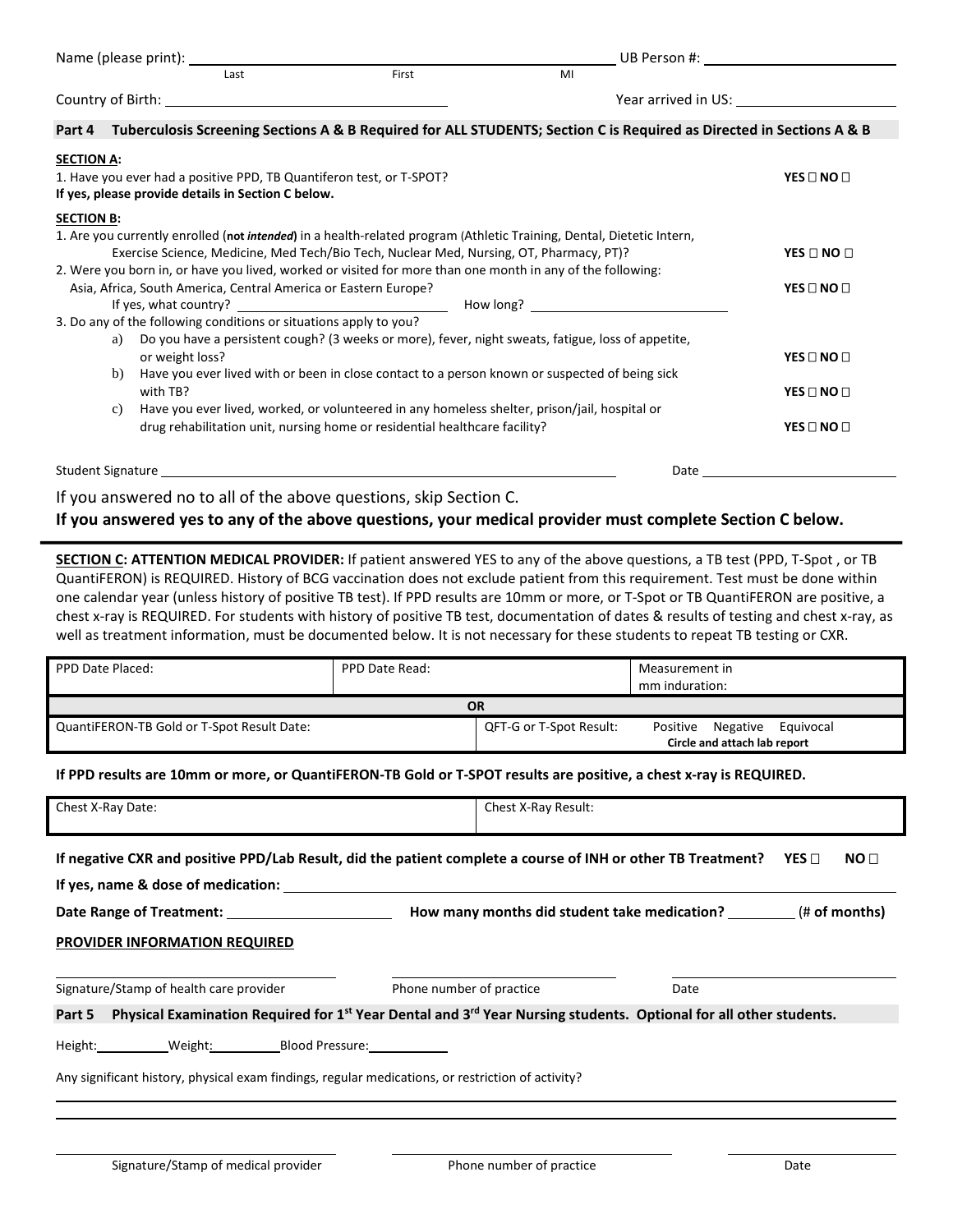Name (please print): ______________________________ UB Person #: ____________________

Last First MI

Country of Birth: ______________________________ Year arrived in US: ____________________

## Part 4 Tuberculosis Screening Sections A & B Required for ALL STUDENTS; Section C is Required as Directed in Sections A & B

**SECTION A:**

1. Have you ever had a positive PPD, TB Quantiferon test, or T-SPOT? **YES ☐ NO ☐**
**If yes, please provide details in Section C below.**

**SECTION B:**

1. Are you currently enrolled (**not *intended***) in a health-related program (Athletic Training, Dental, Dietetic Intern, Exercise Science, Medicine, Med Tech/Bio Tech, Nuclear Med, Nursing, OT, Pharmacy, PT)? **YES ☐ NO ☐**
2. Were you born in, or have you lived, worked or visited for more than one month in any of the following: Asia, Africa, South America, Central America or Eastern Europe? **YES ☐ NO ☐**
If yes, what country? ____________________ How long? ____________________
3. Do any of the following conditions or situations apply to you?
   a) Do you have a persistent cough? (3 weeks or more), fever, night sweats, fatigue, loss of appetite, or weight loss? **YES ☐ NO ☐**
   b) Have you ever lived with or been in close contact to a person known or suspected of being sick with TB? **YES ☐ NO ☐**
   c) Have you ever lived, worked, or volunteered in any homeless shelter, prison/jail, hospital or drug rehabilitation unit, nursing home or residential healthcare facility? **YES ☐ NO ☐**

Student Signature ______________________________ Date ____________________

If you answered no to all of the above questions, skip Section C.

**If you answered yes to any of the above questions, your medical provider must complete Section C below.**

---

**SECTION C: ATTENTION MEDICAL PROVIDER:** If patient answered YES to any of the above questions, a TB test (PPD, T-Spot , or TB QuantiFERON) is REQUIRED. History of BCG vaccination does not exclude patient from this requirement. Test must be done within one calendar year (unless history of positive TB test). If PPD results are 10mm or more, or T-Spot or TB QuantiFERON are positive, a chest x-ray is REQUIRED. For students with history of positive TB test, documentation of dates & results of testing and chest x-ray, as well as treatment information, must be documented below. It is not necessary for these students to repeat TB testing or CXR.

| | | |
|---|---|---|
| PPD Date Placed: | PPD Date Read: | Measurement in mm induration: |
| **OR** | | |
| QuantiFERON-TB Gold or T-Spot Result Date: | QFT-G or T-Spot Result: | Positive Negative Equivocal **Circle and attach lab report** |

**If PPD results are 10mm or more, or QuantiFERON-TB Gold or T-SPOT results are positive, a chest x-ray is REQUIRED.**

| | |
|---|---|
| Chest X-Ray Date: | Chest X-Ray Result: |

**If negative CXR and positive PPD/Lab Result, did the patient complete a course of INH or other TB Treatment? YES ☐ NO ☐**

**If yes, name & dose of medication:** ______________________________

**Date Range of Treatment:** ____________________ **How many months did student take medication?** ________ **(# of months)**

**PROVIDER INFORMATION REQUIRED**

Signature/Stamp of health care provider ____________________ Phone number of practice ____________________ Date ____________________

## Part 5 Physical Examination Required for 1st Year Dental and 3rd Year Nursing students. Optional for all other students.

Height: ________ Weight: ________ Blood Pressure: ________

Any significant history, physical exam findings, regular medications, or restriction of activity?

______________________________

______________________________

Signature/Stamp of medical provider ____________________ Phone number of practice ____________________ Date ____________________